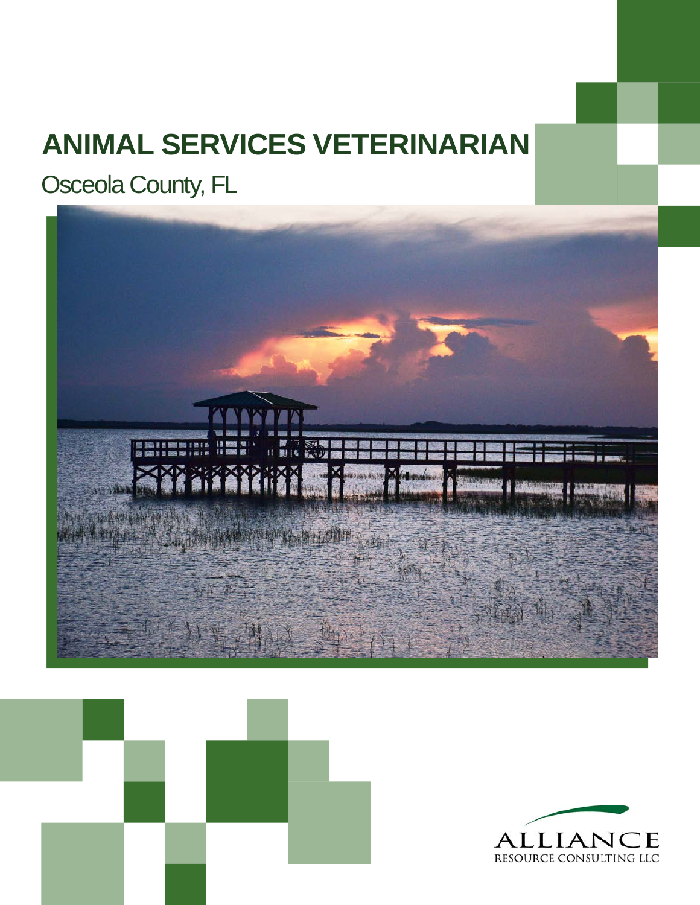# ANIMAL SERVICES VETERINARIAN

## Osceola County, FL

ALLIANCE
RESOURCE CONSULTING LLC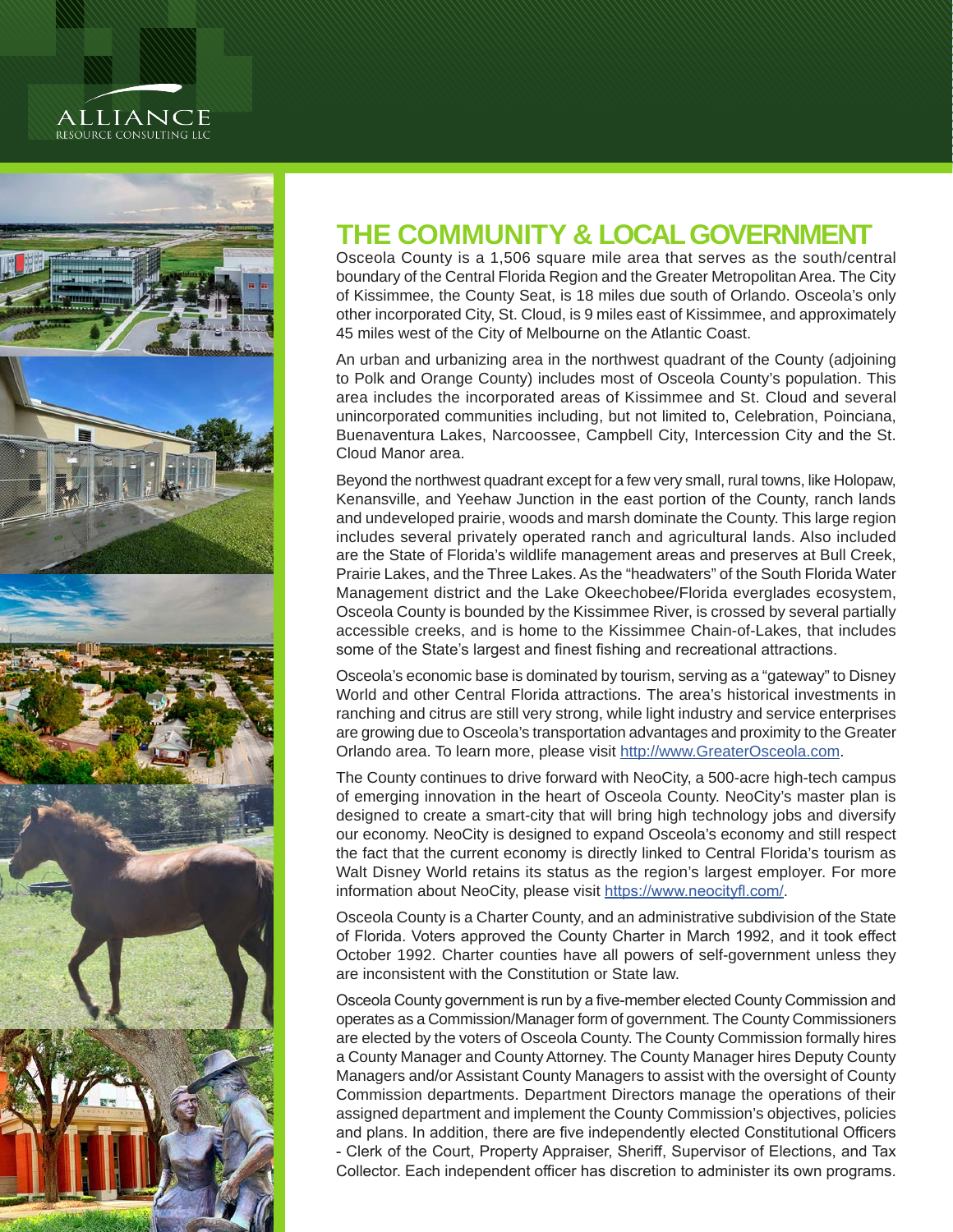# THE COMMUNITY & LOCAL GOVERNMENT

Osceola County is a 1,506 square mile area that serves as the south/central boundary of the Central Florida Region and the Greater Metropolitan Area. The City of Kissimmee, the County Seat, is 18 miles due south of Orlando. Osceola's only other incorporated City, St. Cloud, is 9 miles east of Kissimmee, and approximately 45 miles west of the City of Melbourne on the Atlantic Coast.

An urban and urbanizing area in the northwest quadrant of the County (adjoining to Polk and Orange County) includes most of Osceola County's population. This area includes the incorporated areas of Kissimmee and St. Cloud and several unincorporated communities including, but not limited to, Celebration, Poinciana, Buenaventura Lakes, Narcoossee, Campbell City, Intercession City and the St. Cloud Manor area.

Beyond the northwest quadrant except for a few very small, rural towns, like Holopaw, Kenansville, and Yeehaw Junction in the east portion of the County, ranch lands and undeveloped prairie, woods and marsh dominate the County. This large region includes several privately operated ranch and agricultural lands. Also included are the State of Florida's wildlife management areas and preserves at Bull Creek, Prairie Lakes, and the Three Lakes. As the "headwaters" of the South Florida Water Management district and the Lake Okeechobee/Florida everglades ecosystem, Osceola County is bounded by the Kissimmee River, is crossed by several partially accessible creeks, and is home to the Kissimmee Chain-of-Lakes, that includes some of the State's largest and finest fishing and recreational attractions.

Osceola's economic base is dominated by tourism, serving as a "gateway" to Disney World and other Central Florida attractions. The area's historical investments in ranching and citrus are still very strong, while light industry and service enterprises are growing due to Osceola's transportation advantages and proximity to the Greater Orlando area. To learn more, please visit [http://www.GreaterOsceola.com](http://www.GreaterOsceola.com).

The County continues to drive forward with NeoCity, a 500-acre high-tech campus of emerging innovation in the heart of Osceola County. NeoCity's master plan is designed to create a smart-city that will bring high technology jobs and diversify our economy. NeoCity is designed to expand Osceola's economy and still respect the fact that the current economy is directly linked to Central Florida's tourism as Walt Disney World retains its status as the region's largest employer. For more information about NeoCity, please visit [https://www.neocityfl.com/](https://www.neocityfl.com/).

Osceola County is a Charter County, and an administrative subdivision of the State of Florida. Voters approved the County Charter in March 1992, and it took effect October 1992. Charter counties have all powers of self-government unless they are inconsistent with the Constitution or State law.

Osceola County government is run by a five-member elected County Commission and operates as a Commission/Manager form of government. The County Commissioners are elected by the voters of Osceola County. The County Commission formally hires a County Manager and County Attorney. The County Manager hires Deputy County Managers and/or Assistant County Managers to assist with the oversight of County Commission departments. Department Directors manage the operations of their assigned department and implement the County Commission's objectives, policies and plans. In addition, there are five independently elected Constitutional Officers - Clerk of the Court, Property Appraiser, Sheriff, Supervisor of Elections, and Tax Collector. Each independent officer has discretion to administer its own programs.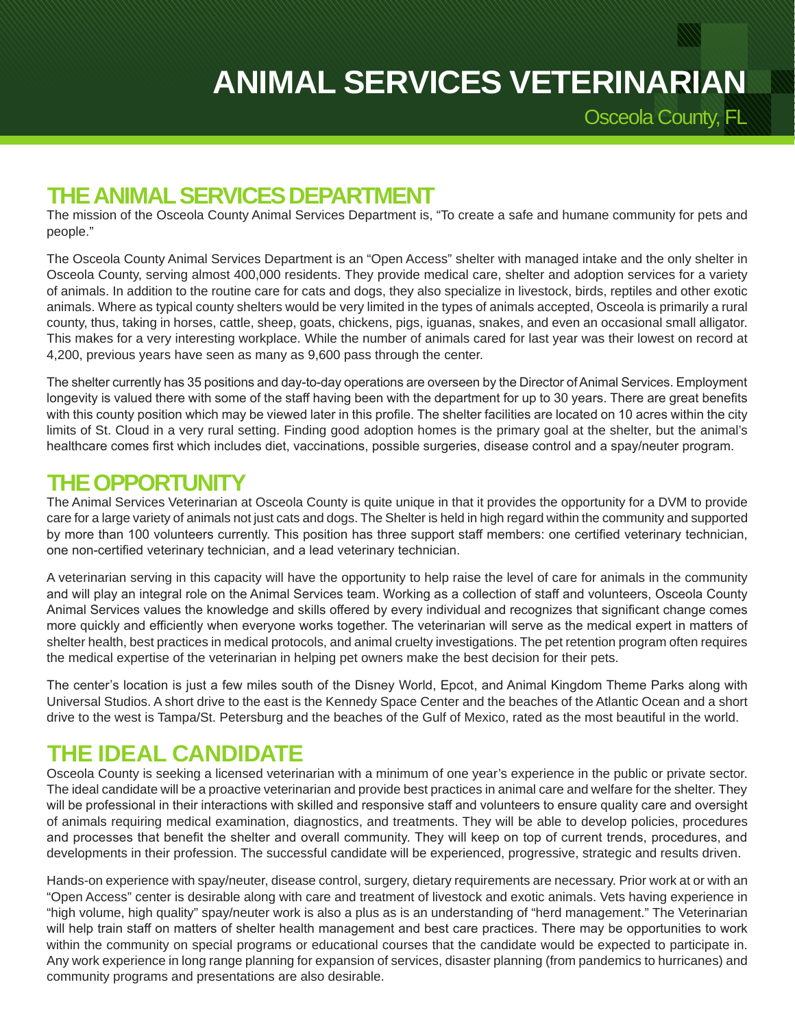# ANIMAL SERVICES VETERINARIAN

Osceola County, FL

## THE ANIMAL SERVICES DEPARTMENT

The mission of the Osceola County Animal Services Department is, "To create a safe and humane community for pets and people."

The Osceola County Animal Services Department is an "Open Access" shelter with managed intake and the only shelter in Osceola County, serving almost 400,000 residents. They provide medical care, shelter and adoption services for a variety of animals. In addition to the routine care for cats and dogs, they also specialize in livestock, birds, reptiles and other exotic animals. Where as typical county shelters would be very limited in the types of animals accepted, Osceola is primarily a rural county, thus, taking in horses, cattle, sheep, goats, chickens, pigs, iguanas, snakes, and even an occasional small alligator. This makes for a very interesting workplace. While the number of animals cared for last year was their lowest on record at 4,200, previous years have seen as many as 9,600 pass through the center.

The shelter currently has 35 positions and day-to-day operations are overseen by the Director of Animal Services. Employment longevity is valued there with some of the staff having been with the department for up to 30 years. There are great benefits with this county position which may be viewed later in this profile. The shelter facilities are located on 10 acres within the city limits of St. Cloud in a very rural setting. Finding good adoption homes is the primary goal at the shelter, but the animal's healthcare comes first which includes diet, vaccinations, possible surgeries, disease control and a spay/neuter program.

## THE OPPORTUNITY

The Animal Services Veterinarian at Osceola County is quite unique in that it provides the opportunity for a DVM to provide care for a large variety of animals not just cats and dogs. The Shelter is held in high regard within the community and supported by more than 100 volunteers currently. This position has three support staff members: one certified veterinary technician, one non-certified veterinary technician, and a lead veterinary technician.

A veterinarian serving in this capacity will have the opportunity to help raise the level of care for animals in the community and will play an integral role on the Animal Services team. Working as a collection of staff and volunteers, Osceola County Animal Services values the knowledge and skills offered by every individual and recognizes that significant change comes more quickly and efficiently when everyone works together. The veterinarian will serve as the medical expert in matters of shelter health, best practices in medical protocols, and animal cruelty investigations. The pet retention program often requires the medical expertise of the veterinarian in helping pet owners make the best decision for their pets.

The center's location is just a few miles south of the Disney World, Epcot, and Animal Kingdom Theme Parks along with Universal Studios. A short drive to the east is the Kennedy Space Center and the beaches of the Atlantic Ocean and a short drive to the west is Tampa/St. Petersburg and the beaches of the Gulf of Mexico, rated as the most beautiful in the world.

## THE IDEAL CANDIDATE

Osceola County is seeking a licensed veterinarian with a minimum of one year's experience in the public or private sector. The ideal candidate will be a proactive veterinarian and provide best practices in animal care and welfare for the shelter. They will be professional in their interactions with skilled and responsive staff and volunteers to ensure quality care and oversight of animals requiring medical examination, diagnostics, and treatments. They will be able to develop policies, procedures and processes that benefit the shelter and overall community. They will keep on top of current trends, procedures, and developments in their profession. The successful candidate will be experienced, progressive, strategic and results driven.

Hands-on experience with spay/neuter, disease control, surgery, dietary requirements are necessary. Prior work at or with an "Open Access" center is desirable along with care and treatment of livestock and exotic animals. Vets having experience in "high volume, high quality" spay/neuter work is also a plus as is an understanding of "herd management." The Veterinarian will help train staff on matters of shelter health management and best care practices. There may be opportunities to work within the community on special programs or educational courses that the candidate would be expected to participate in. Any work experience in long range planning for expansion of services, disaster planning (from pandemics to hurricanes) and community programs and presentations are also desirable.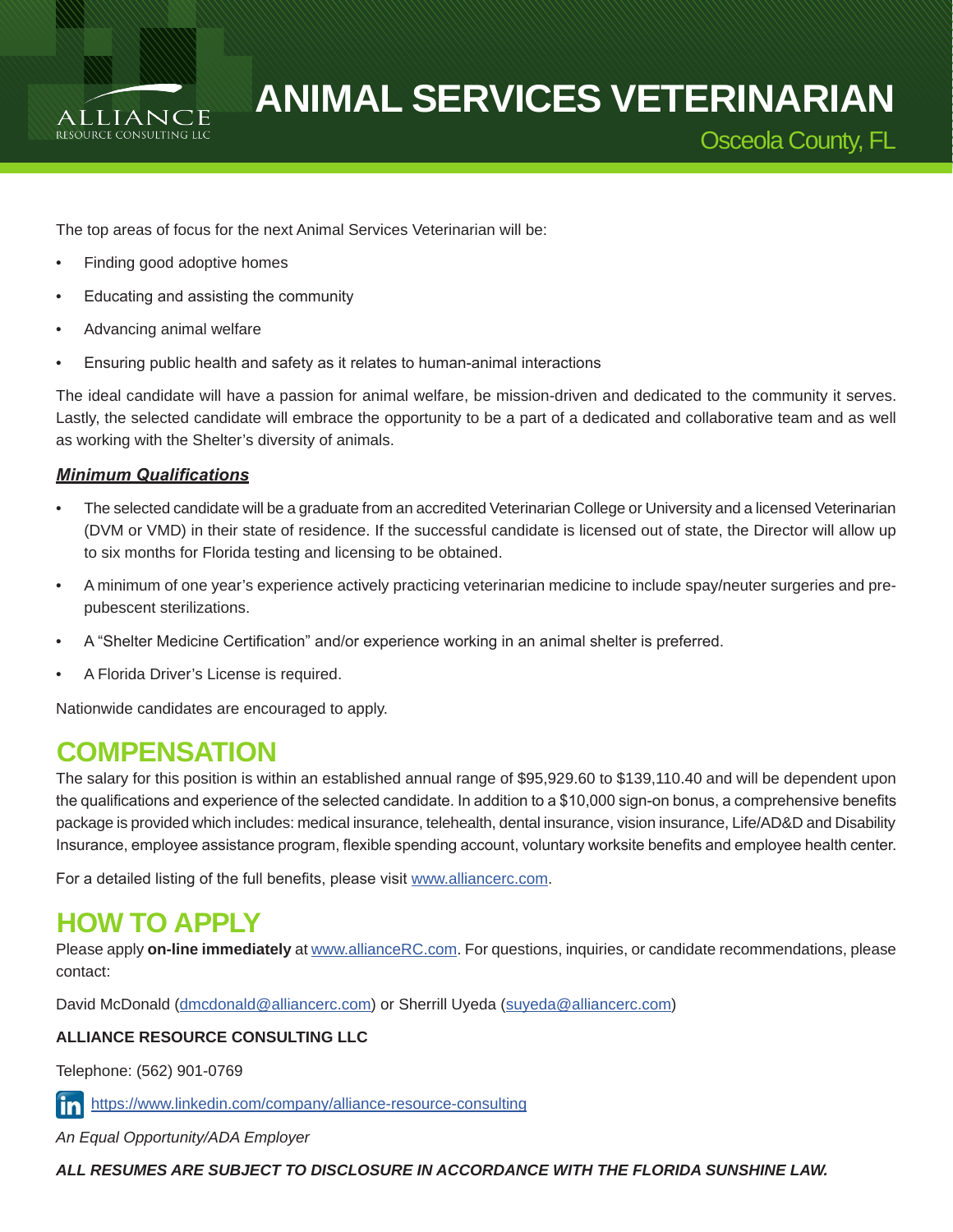# ANIMAL SERVICES VETERINARIAN

Osceola County, FL

The top areas of focus for the next Animal Services Veterinarian will be:

- Finding good adoptive homes
- Educating and assisting the community
- Advancing animal welfare
- Ensuring public health and safety as it relates to human-animal interactions

The ideal candidate will have a passion for animal welfare, be mission-driven and dedicated to the community it serves. Lastly, the selected candidate will embrace the opportunity to be a part of a dedicated and collaborative team and as well as working with the Shelter's diversity of animals.

***Minimum Qualifications***

- The selected candidate will be a graduate from an accredited Veterinarian College or University and a licensed Veterinarian (DVM or VMD) in their state of residence. If the successful candidate is licensed out of state, the Director will allow up to six months for Florida testing and licensing to be obtained.
- A minimum of one year's experience actively practicing veterinarian medicine to include spay/neuter surgeries and pre-pubescent sterilizations.
- A "Shelter Medicine Certification" and/or experience working in an animal shelter is preferred.
- A Florida Driver's License is required.

Nationwide candidates are encouraged to apply.

## COMPENSATION

The salary for this position is within an established annual range of $95,929.60 to $139,110.40 and will be dependent upon the qualifications and experience of the selected candidate. In addition to a $10,000 sign-on bonus, a comprehensive benefits package is provided which includes: medical insurance, telehealth, dental insurance, vision insurance, Life/AD&D and Disability Insurance, employee assistance program, flexible spending account, voluntary worksite benefits and employee health center.

For a detailed listing of the full benefits, please visit [www.alliancerc.com](http://www.alliancerc.com).

## HOW TO APPLY

Please apply **on-line immediately** at [www.allianceRC.com](http://www.allianceRC.com). For questions, inquiries, or candidate recommendations, please contact:

David McDonald ([dmcdonald@alliancerc.com](mailto:dmcdonald@alliancerc.com)) or Sherrill Uyeda ([suyeda@alliancerc.com](mailto:suyeda@alliancerc.com))

**ALLIANCE RESOURCE CONSULTING LLC**

Telephone: (562) 901-0769

[https://www.linkedin.com/company/alliance-resource-consulting](https://www.linkedin.com/company/alliance-resource-consulting)

*An Equal Opportunity/ADA Employer*

***ALL RESUMES ARE SUBJECT TO DISCLOSURE IN ACCORDANCE WITH THE FLORIDA SUNSHINE LAW.***